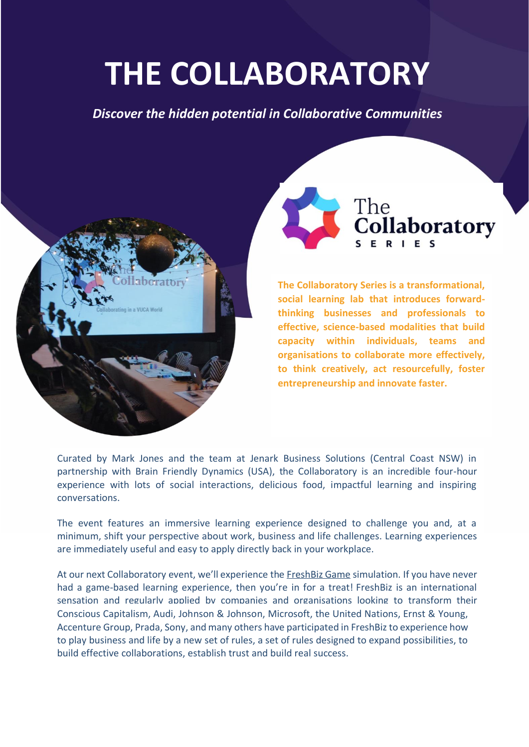# THE COLLABORATORY

***Discover the hidden potential in Collaborative Communities***

**The Collaboratory Series is a transformational, social learning lab that introduces forward-thinking businesses and professionals to effective, science-based modalities that build capacity within individuals, teams and organisations to collaborate more effectively, to think creatively, act resourcefully, foster entrepreneurship and innovate faster.**

Curated by Mark Jones and the team at Jenark Business Solutions (Central Coast NSW) in partnership with Brain Friendly Dynamics (USA), the Collaboratory is an incredible four-hour experience with lots of social interactions, delicious food, impactful learning and inspiring conversations.

The event features an immersive learning experience designed to challenge you and, at a minimum, shift your perspective about work, business and life challenges. Learning experiences are immediately useful and easy to apply directly back in your workplace.

At our next Collaboratory event, we'll experience the FreshBiz Game simulation. If you have never had a game-based learning experience, then you're in for a treat! FreshBiz is an international sensation and regularly applied by companies and organisations looking to transform their Conscious Capitalism, Audi, Johnson & Johnson, Microsoft, the United Nations, Ernst & Young, Accenture Group, Prada, Sony, and many others have participated in FreshBiz to experience how to play business and life by a new set of rules, a set of rules designed to expand possibilities, to build effective collaborations, establish trust and build real success.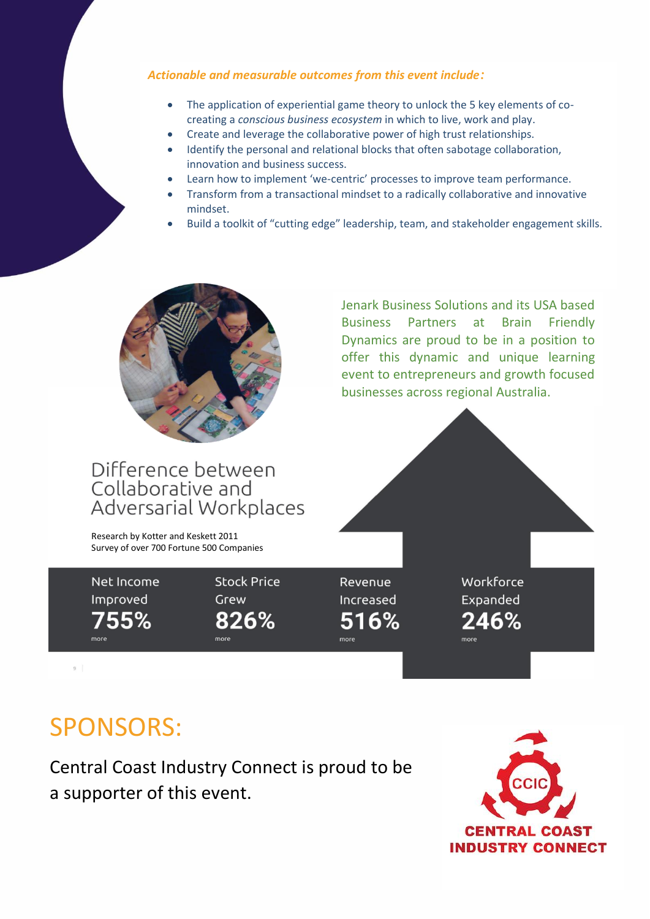***Actionable and measurable outcomes from this event include:***

- The application of experiential game theory to unlock the 5 key elements of co-creating a *conscious business ecosystem* in which to live, work and play.
- Create and leverage the collaborative power of high trust relationships.
- Identify the personal and relational blocks that often sabotage collaboration, innovation and business success.
- Learn how to implement 'we-centric' processes to improve team performance.
- Transform from a transactional mindset to a radically collaborative and innovative mindset.
- Build a toolkit of "cutting edge" leadership, team, and stakeholder engagement skills.

Jenark Business Solutions and its USA based Business Partners at Brain Friendly Dynamics are proud to be in a position to offer this dynamic and unique learning event to entrepreneurs and growth focused businesses across regional Australia.

## Difference between Collaborative and Adversarial Workplaces

Research by Kotter and Keskett 2011
Survey of over 700 Fortune 500 Companies

| Net Income Improved | Stock Price Grew | Revenue Increased | Workforce Expanded |
|---|---|---|---|
| **755%** | **826%** | **516%** | **246%** |
| more | more | more | more |

# SPONSORS:

Central Coast Industry Connect is proud to be a supporter of this event.

CCIC
CENTRAL COAST INDUSTRY CONNECT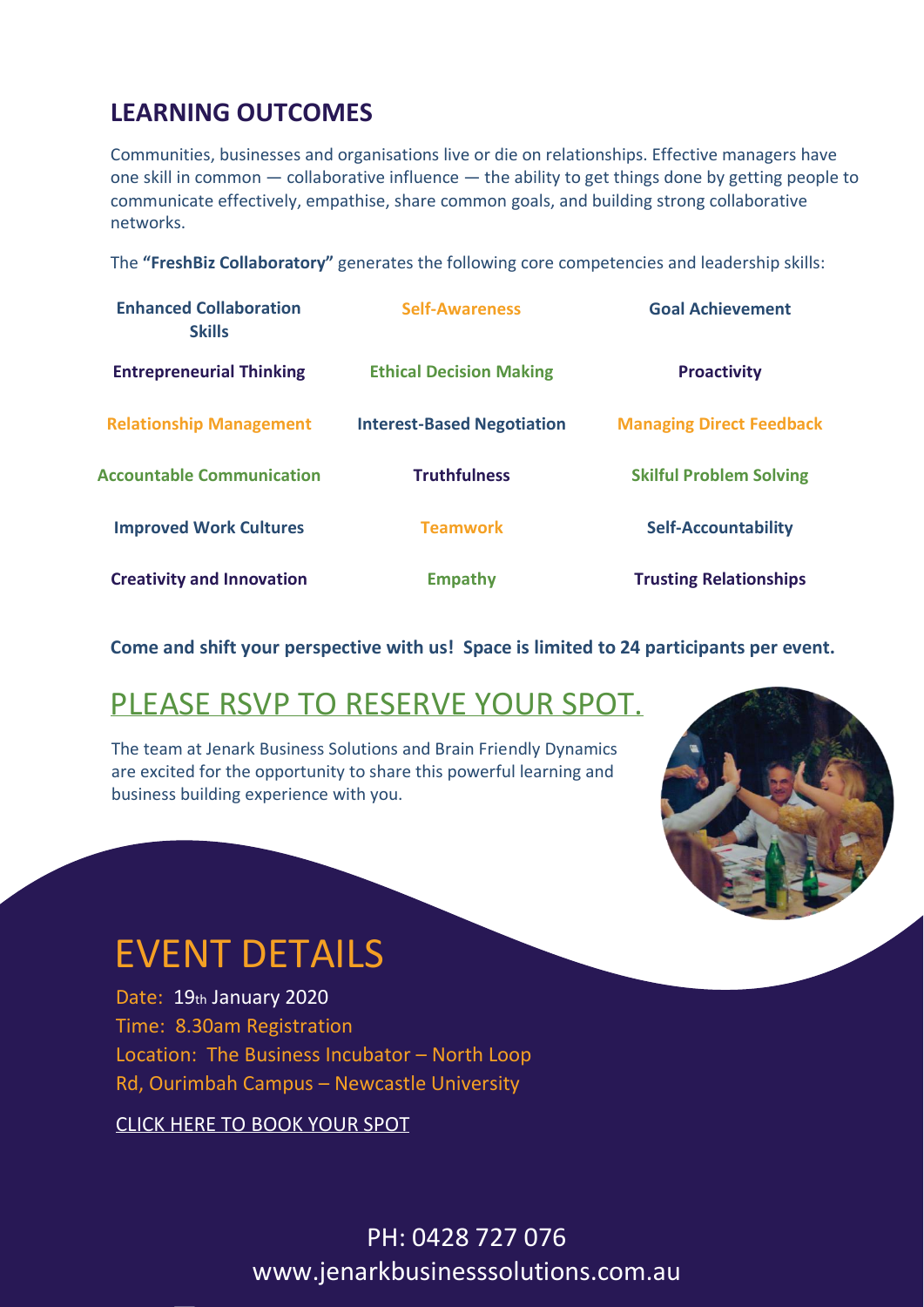## LEARNING OUTCOMES

Communities, businesses and organisations live or die on relationships. Effective managers have one skill in common — collaborative influence — the ability to get things done by getting people to communicate effectively, empathise, share common goals, and building strong collaborative networks.

The **"FreshBiz Collaboratory"** generates the following core competencies and leadership skills:

| | | |
|---|---|---|
| **Enhanced Collaboration Skills** | **Self-Awareness** | **Goal Achievement** |
| **Entrepreneurial Thinking** | **Ethical Decision Making** | **Proactivity** |
| **Relationship Management** | **Interest-Based Negotiation** | **Managing Direct Feedback** |
| **Accountable Communication** | **Truthfulness** | **Skilful Problem Solving** |
| **Improved Work Cultures** | **Teamwork** | **Self-Accountability** |
| **Creativity and Innovation** | **Empathy** | **Trusting Relationships** |

**Come and shift your perspective with us! Space is limited to 24 participants per event.**

## PLEASE RSVP TO RESERVE YOUR SPOT.

The team at Jenark Business Solutions and Brain Friendly Dynamics are excited for the opportunity to share this powerful learning and business building experience with you.

# EVENT DETAILS

Date: 19th January 2020

Time: 8.30am Registration

Location: The Business Incubator – North Loop Rd, Ourimbah Campus – Newcastle University

CLICK HERE TO BOOK YOUR SPOT

PH: 0428 727 076

www.jenarkbusinesssolutions.com.au